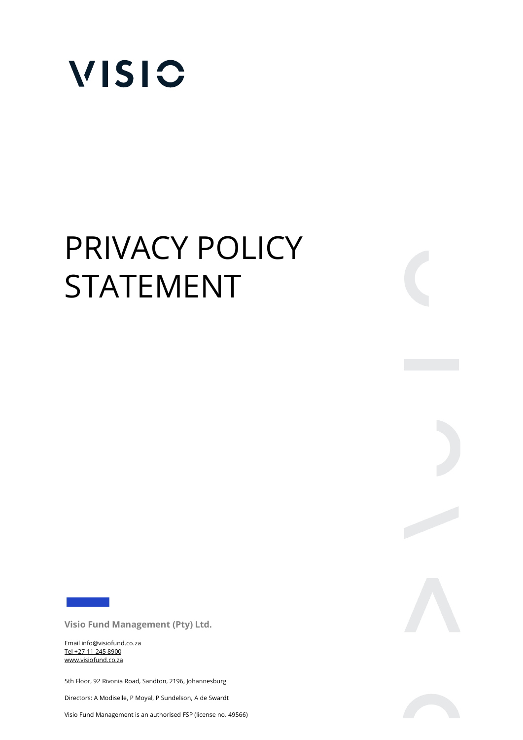# VISIO

# PRIVACY POLICY STATEMENT

**Visio Fund Management (Pty) Ltd.**

Email info@visiofund.co.za
Tel +27 11 245 8900
www.visiofund.co.za

5th Floor, 92 Rivonia Road, Sandton, 2196, Johannesburg

Directors: A Modiselle, P Moyal, P Sundelson, A de Swardt

Visio Fund Management is an authorised FSP (license no. 49566)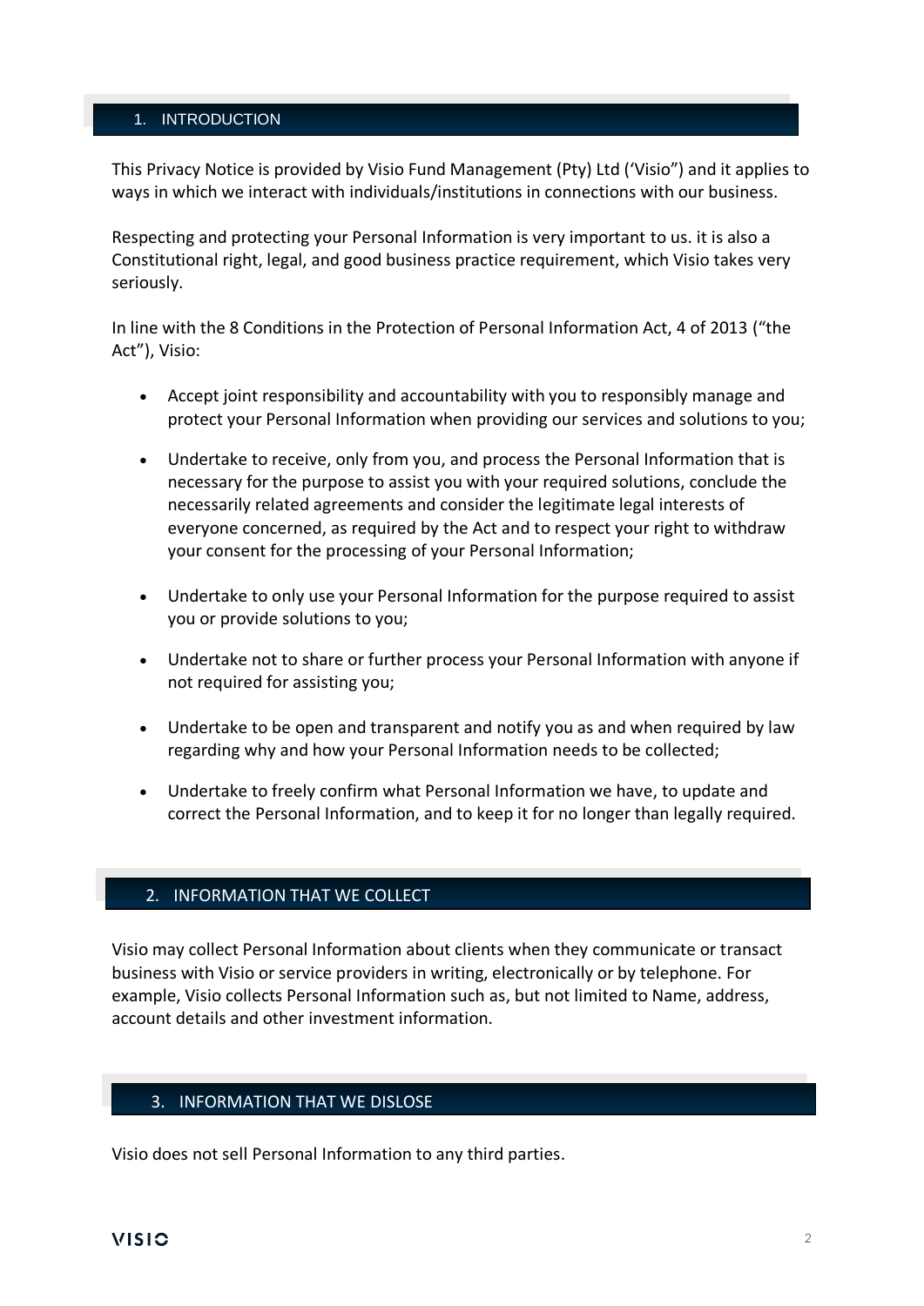## 1. INTRODUCTION

This Privacy Notice is provided by Visio Fund Management (Pty) Ltd ('Visio") and it applies to ways in which we interact with individuals/institutions in connections with our business.

Respecting and protecting your Personal Information is very important to us. it is also a Constitutional right, legal, and good business practice requirement, which Visio takes very seriously.

In line with the 8 Conditions in the Protection of Personal Information Act, 4 of 2013 ("the Act"), Visio:

- Accept joint responsibility and accountability with you to responsibly manage and protect your Personal Information when providing our services and solutions to you;
- Undertake to receive, only from you, and process the Personal Information that is necessary for the purpose to assist you with your required solutions, conclude the necessarily related agreements and consider the legitimate legal interests of everyone concerned, as required by the Act and to respect your right to withdraw your consent for the processing of your Personal Information;
- Undertake to only use your Personal Information for the purpose required to assist you or provide solutions to you;
- Undertake not to share or further process your Personal Information with anyone if not required for assisting you;
- Undertake to be open and transparent and notify you as and when required by law regarding why and how your Personal Information needs to be collected;
- Undertake to freely confirm what Personal Information we have, to update and correct the Personal Information, and to keep it for no longer than legally required.

## 2. INFORMATION THAT WE COLLECT

Visio may collect Personal Information about clients when they communicate or transact business with Visio or service providers in writing, electronically or by telephone. For example, Visio collects Personal Information such as, but not limited to Name, address, account details and other investment information.

## 3. INFORMATION THAT WE DISLOSE

Visio does not sell Personal Information to any third parties.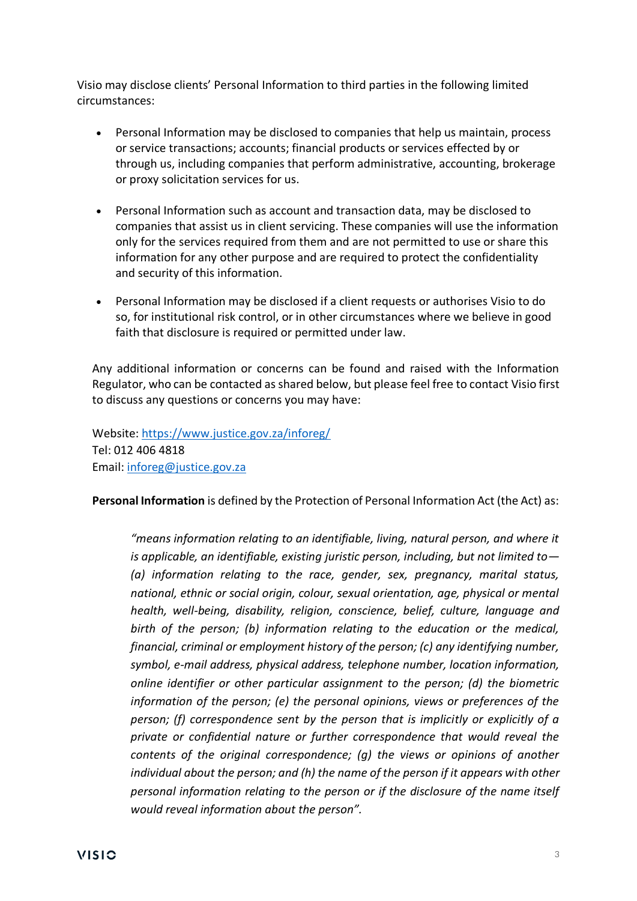Visio may disclose clients' Personal Information to third parties in the following limited circumstances:

- Personal Information may be disclosed to companies that help us maintain, process or service transactions; accounts; financial products or services effected by or through us, including companies that perform administrative, accounting, brokerage or proxy solicitation services for us.

- Personal Information such as account and transaction data, may be disclosed to companies that assist us in client servicing. These companies will use the information only for the services required from them and are not permitted to use or share this information for any other purpose and are required to protect the confidentiality and security of this information.

- Personal Information may be disclosed if a client requests or authorises Visio to do so, for institutional risk control, or in other circumstances where we believe in good faith that disclosure is required or permitted under law.

Any additional information or concerns can be found and raised with the Information Regulator, who can be contacted as shared below, but please feel free to contact Visio first to discuss any questions or concerns you may have:

Website: [https://www.justice.gov.za/inforeg/](https://www.justice.gov.za/inforeg/)
Tel: 012 406 4818
Email: [inforeg@justice.gov.za](mailto:inforeg@justice.gov.za)

**Personal Information** is defined by the Protection of Personal Information Act (the Act) as:

> *"means information relating to an identifiable, living, natural person, and where it is applicable, an identifiable, existing juristic person, including, but not limited to— (a) information relating to the race, gender, sex, pregnancy, marital status, national, ethnic or social origin, colour, sexual orientation, age, physical or mental health, well-being, disability, religion, conscience, belief, culture, language and birth of the person; (b) information relating to the education or the medical, financial, criminal or employment history of the person; (c) any identifying number, symbol, e-mail address, physical address, telephone number, location information, online identifier or other particular assignment to the person; (d) the biometric information of the person; (e) the personal opinions, views or preferences of the person; (f) correspondence sent by the person that is implicitly or explicitly of a private or confidential nature or further correspondence that would reveal the contents of the original correspondence; (g) the views or opinions of another individual about the person; and (h) the name of the person if it appears with other personal information relating to the person or if the disclosure of the name itself would reveal information about the person".*